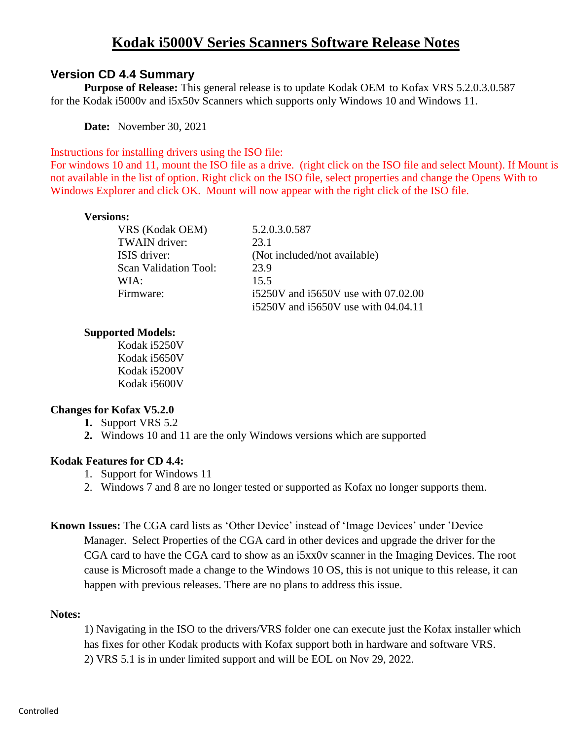# Kodak i5000V Series Scanners Software Release Notes

## Version CD 4.4 Summary

**Purpose of Release:** This general release is to update Kodak OEM to Kofax VRS 5.2.0.3.0.587 for the Kodak i5000v and i5x50v Scanners which supports only Windows 10 and Windows 11.

**Date:** November 30, 2021

Instructions for installing drivers using the ISO file:
For windows 10 and 11, mount the ISO file as a drive. (right click on the ISO file and select Mount). If Mount is not available in the list of option. Right click on the ISO file, select properties and change the Opens With to Windows Explorer and click OK. Mount will now appear with the right click of the ISO file.

**Versions:**

| | |
|---|---|
| VRS (Kodak OEM) | 5.2.0.3.0.587 |
| TWAIN driver: | 23.1 |
| ISIS driver: | (Not included/not available) |
| Scan Validation Tool: | 23.9 |
| WIA: | 15.5 |
| Firmware: | i5250V and i5650V use with 07.02.00 |
| | i5250V and i5650V use with 04.04.11 |

**Supported Models:**

- Kodak i5250V
- Kodak i5650V
- Kodak i5200V
- Kodak i5600V

**Changes for Kofax V5.2.0**

1. Support VRS 5.2
2. Windows 10 and 11 are the only Windows versions which are supported

**Kodak Features for CD 4.4:**

1. Support for Windows 11
2. Windows 7 and 8 are no longer tested or supported as Kofax no longer supports them.

**Known Issues:** The CGA card lists as 'Other Device' instead of 'Image Devices' under 'Device Manager. Select Properties of the CGA card in other devices and upgrade the driver for the CGA card to have the CGA card to show as an i5xx0v scanner in the Imaging Devices. The root cause is Microsoft made a change to the Windows 10 OS, this is not unique to this release, it can happen with previous releases. There are no plans to address this issue.

**Notes:**

1) Navigating in the ISO to the drivers/VRS folder one can execute just the Kofax installer which has fixes for other Kodak products with Kofax support both in hardware and software VRS.
2) VRS 5.1 is in under limited support and will be EOL on Nov 29, 2022.

Controlled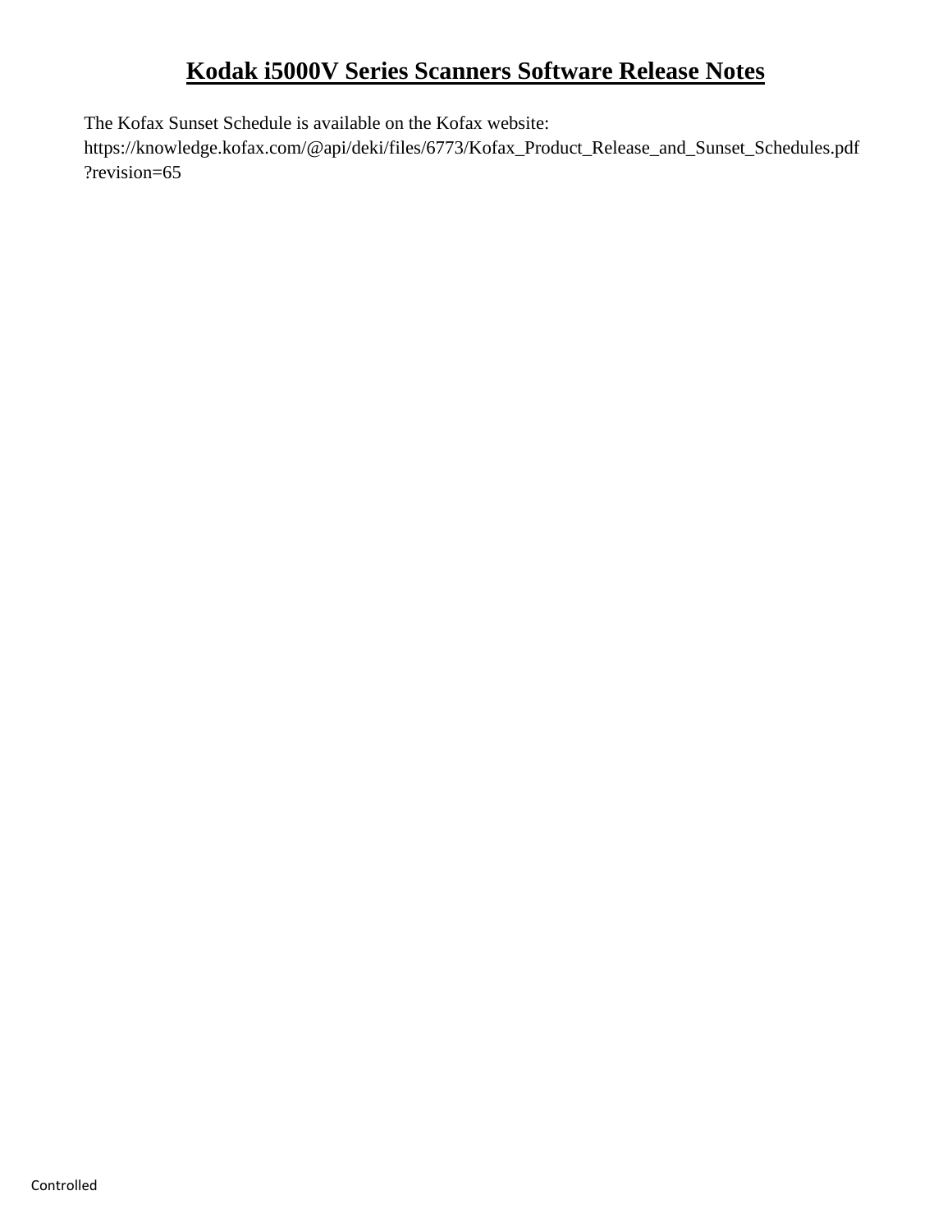# Kodak i5000V Series Scanners Software Release Notes

The Kofax Sunset Schedule is available on the Kofax website:
https://knowledge.kofax.com/@api/deki/files/6773/Kofax_Product_Release_and_Sunset_Schedules.pdf?revision=65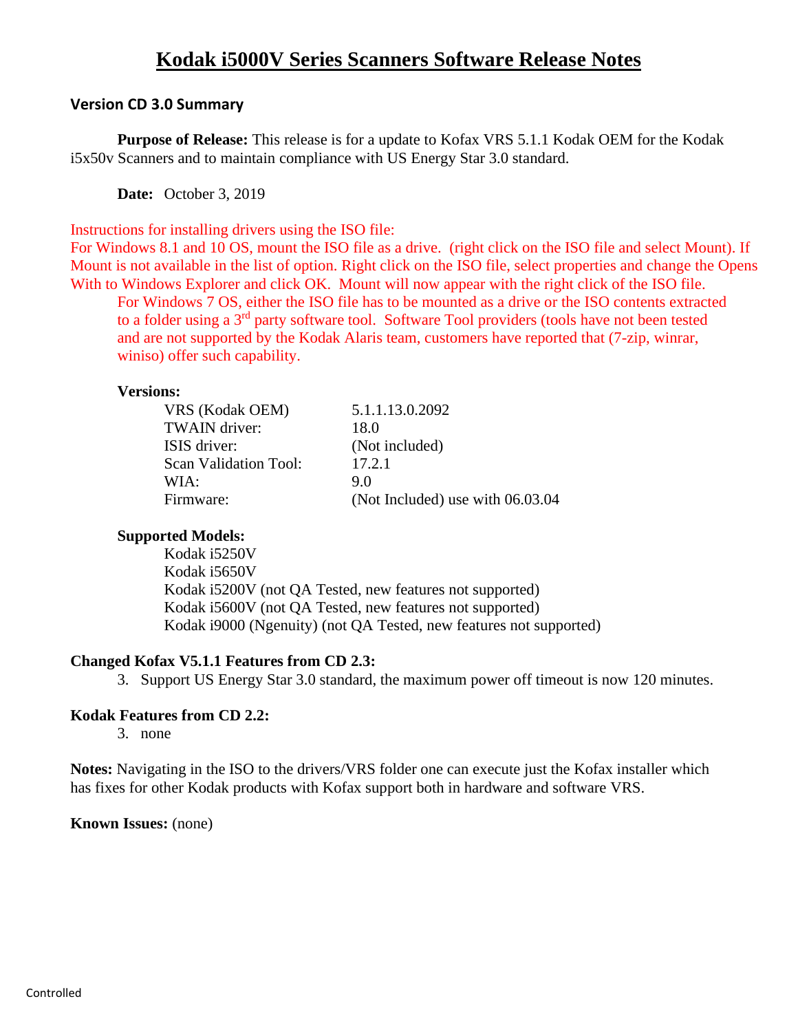# Kodak i5000V Series Scanners Software Release Notes

### Version CD 3.0 Summary

**Purpose of Release:** This release is for a update to Kofax VRS 5.1.1 Kodak OEM for the Kodak i5x50v Scanners and to maintain compliance with US Energy Star 3.0 standard.

**Date:** October 3, 2019

Instructions for installing drivers using the ISO file:
For Windows 8.1 and 10 OS, mount the ISO file as a drive. (right click on the ISO file and select Mount). If Mount is not available in the list of option. Right click on the ISO file, select properties and change the Opens With to Windows Explorer and click OK. Mount will now appear with the right click of the ISO file.

For Windows 7 OS, either the ISO file has to be mounted as a drive or the ISO contents extracted to a folder using a 3rd party software tool. Software Tool providers (tools have not been tested and are not supported by the Kodak Alaris team, customers have reported that (7-zip, winrar, winiso) offer such capability.

**Versions:**

| | |
|---|---|
| VRS (Kodak OEM) | 5.1.1.13.0.2092 |
| TWAIN driver: | 18.0 |
| ISIS driver: | (Not included) |
| Scan Validation Tool: | 17.2.1 |
| WIA: | 9.0 |
| Firmware: | (Not Included) use with 06.03.04 |

**Supported Models:**

Kodak i5250V
Kodak i5650V
Kodak i5200V (not QA Tested, new features not supported)
Kodak i5600V (not QA Tested, new features not supported)
Kodak i9000 (Ngenuity) (not QA Tested, new features not supported)

**Changed Kofax V5.1.1 Features from CD 2.3:**

3. Support US Energy Star 3.0 standard, the maximum power off timeout is now 120 minutes.

**Kodak Features from CD 2.2:**

3. none

**Notes:** Navigating in the ISO to the drivers/VRS folder one can execute just the Kofax installer which has fixes for other Kodak products with Kofax support both in hardware and software VRS.

**Known Issues:** (none)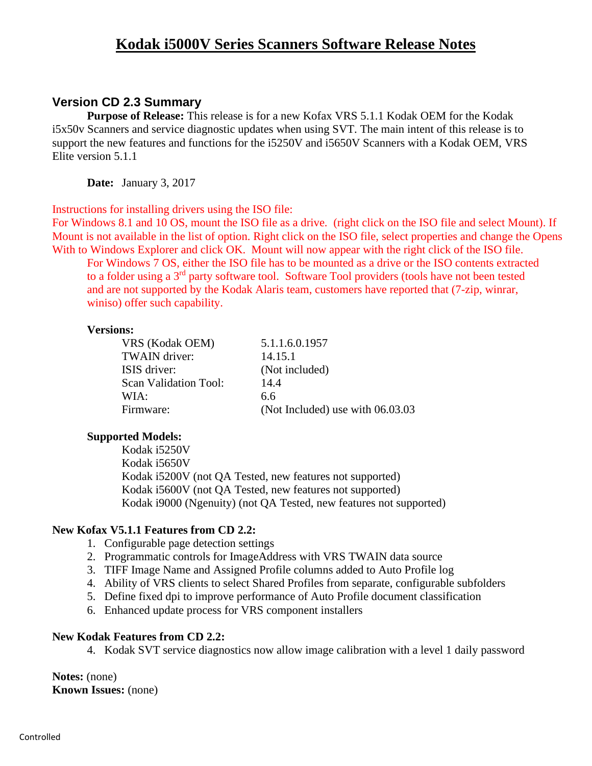# Kodak i5000V Series Scanners Software Release Notes

## Version CD 2.3 Summary

**Purpose of Release:** This release is for a new Kofax VRS 5.1.1 Kodak OEM for the Kodak i5x50v Scanners and service diagnostic updates when using SVT. The main intent of this release is to support the new features and functions for the i5250V and i5650V Scanners with a Kodak OEM, VRS Elite version 5.1.1

**Date:** January 3, 2017

Instructions for installing drivers using the ISO file:
For Windows 8.1 and 10 OS, mount the ISO file as a drive. (right click on the ISO file and select Mount). If Mount is not available in the list of option. Right click on the ISO file, select properties and change the Opens With to Windows Explorer and click OK. Mount will now appear with the right click of the ISO file.

For Windows 7 OS, either the ISO file has to be mounted as a drive or the ISO contents extracted to a folder using a 3rd party software tool. Software Tool providers (tools have not been tested and are not supported by the Kodak Alaris team, customers have reported that (7-zip, winrar, winiso) offer such capability.

**Versions:**

| | |
|---|---|
| VRS (Kodak OEM) | 5.1.1.6.0.1957 |
| TWAIN driver: | 14.15.1 |
| ISIS driver: | (Not included) |
| Scan Validation Tool: | 14.4 |
| WIA: | 6.6 |
| Firmware: | (Not Included) use with 06.03.03 |

**Supported Models:**

- Kodak i5250V
- Kodak i5650V
- Kodak i5200V (not QA Tested, new features not supported)
- Kodak i5600V (not QA Tested, new features not supported)
- Kodak i9000 (Ngenuity) (not QA Tested, new features not supported)

**New Kofax V5.1.1 Features from CD 2.2:**

1. Configurable page detection settings
2. Programmatic controls for ImageAddress with VRS TWAIN data source
3. TIFF Image Name and Assigned Profile columns added to Auto Profile log
4. Ability of VRS clients to select Shared Profiles from separate, configurable subfolders
5. Define fixed dpi to improve performance of Auto Profile document classification
6. Enhanced update process for VRS component installers

**New Kodak Features from CD 2.2:**

4. Kodak SVT service diagnostics now allow image calibration with a level 1 daily password

**Notes:** (none)
**Known Issues:** (none)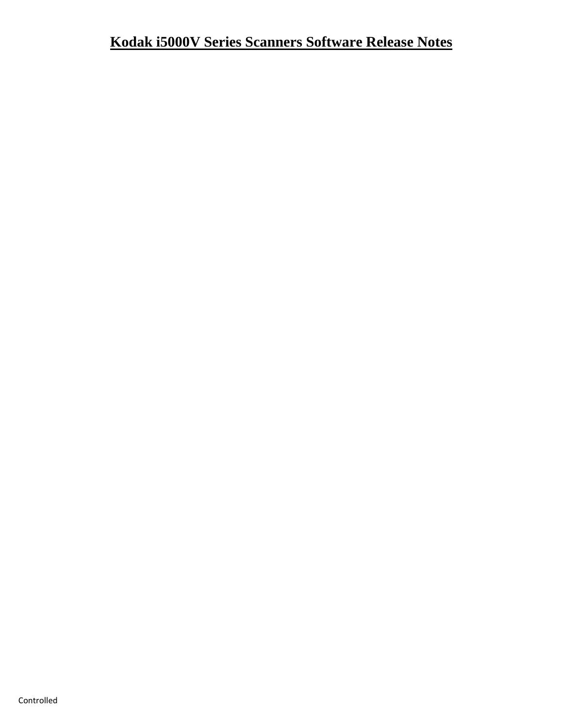# Kodak i5000V Series Scanners Software Release Notes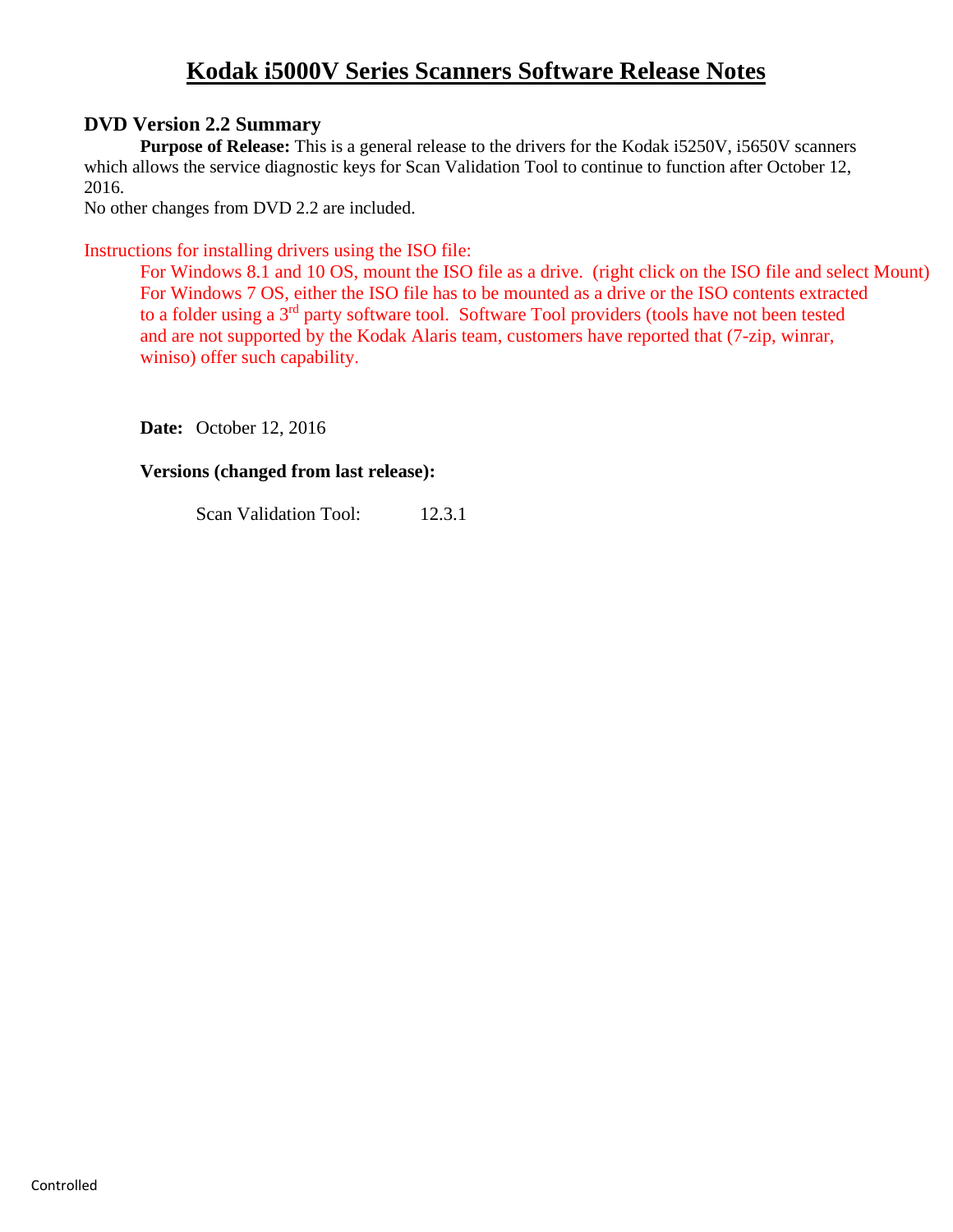# Kodak i5000V Series Scanners Software Release Notes

## DVD Version 2.2 Summary

**Purpose of Release:** This is a general release to the drivers for the Kodak i5250V, i5650V scanners which allows the service diagnostic keys for Scan Validation Tool to continue to function after October 12, 2016.

No other changes from DVD 2.2 are included.

Instructions for installing drivers using the ISO file:

For Windows 8.1 and 10 OS, mount the ISO file as a drive. (right click on the ISO file and select Mount)
For Windows 7 OS, either the ISO file has to be mounted as a drive or the ISO contents extracted to a folder using a 3rd party software tool. Software Tool providers (tools have not been tested and are not supported by the Kodak Alaris team, customers have reported that (7-zip, winrar, winiso) offer such capability.

**Date:** October 12, 2016

**Versions (changed from last release):**

Scan Validation Tool: 12.3.1

Controlled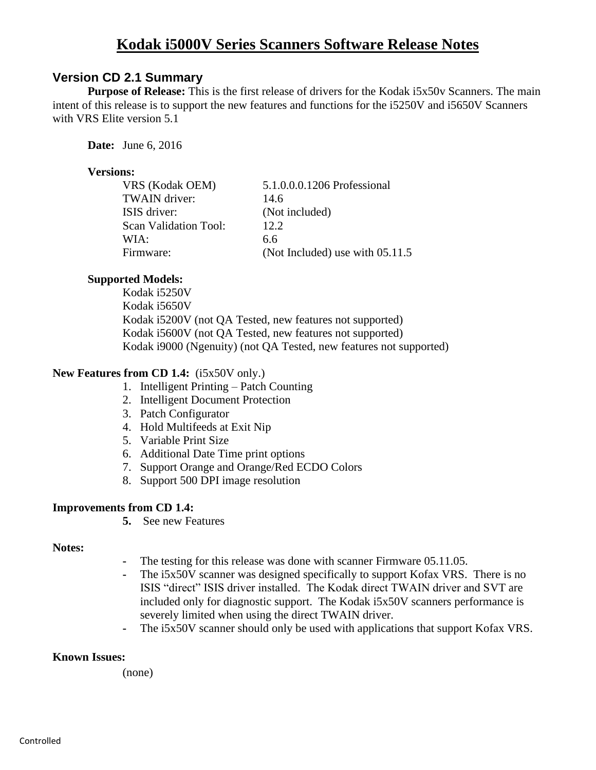# Kodak i5000V Series Scanners Software Release Notes

## Version CD 2.1 Summary

**Purpose of Release:** This is the first release of drivers for the Kodak i5x50v Scanners. The main intent of this release is to support the new features and functions for the i5250V and i5650V Scanners with VRS Elite version 5.1

**Date:** June 6, 2016

**Versions:**

| | |
|---|---|
| VRS (Kodak OEM) | 5.1.0.0.0.1206 Professional |
| TWAIN driver: | 14.6 |
| ISIS driver: | (Not included) |
| Scan Validation Tool: | 12.2 |
| WIA: | 6.6 |
| Firmware: | (Not Included) use with 05.11.5 |

**Supported Models:**

Kodak i5250V
Kodak i5650V
Kodak i5200V (not QA Tested, new features not supported)
Kodak i5600V (not QA Tested, new features not supported)
Kodak i9000 (Ngenuity) (not QA Tested, new features not supported)

**New Features from CD 1.4:** (i5x50V only.)

1. Intelligent Printing – Patch Counting
2. Intelligent Document Protection
3. Patch Configurator
4. Hold Multifeeds at Exit Nip
5. Variable Print Size
6. Additional Date Time print options
7. Support Orange and Orange/Red ECDO Colors
8. Support 500 DPI image resolution

**Improvements from CD 1.4:**

5. See new Features

**Notes:**

- The testing for this release was done with scanner Firmware 05.11.05.
- The i5x50V scanner was designed specifically to support Kofax VRS. There is no ISIS "direct" ISIS driver installed. The Kodak direct TWAIN driver and SVT are included only for diagnostic support. The Kodak i5x50V scanners performance is severely limited when using the direct TWAIN driver.
- The i5x50V scanner should only be used with applications that support Kofax VRS.

**Known Issues:**

(none)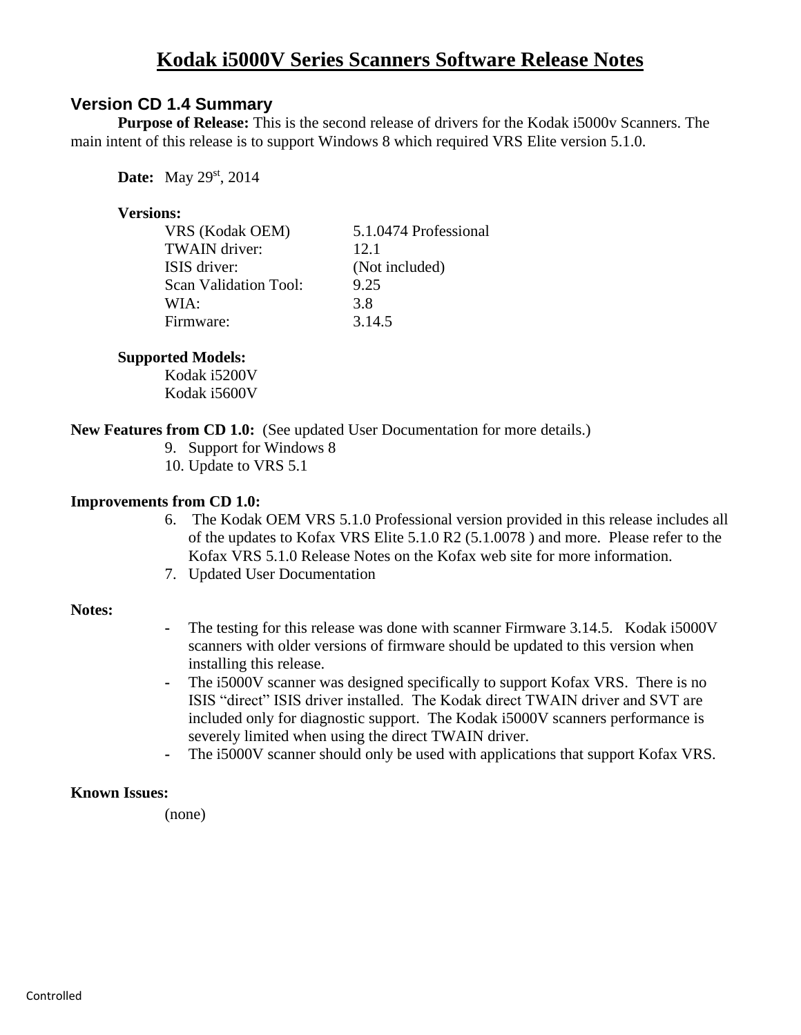# Kodak i5000V Series Scanners Software Release Notes

## Version CD 1.4 Summary

**Purpose of Release:** This is the second release of drivers for the Kodak i5000v Scanners. The main intent of this release is to support Windows 8 which required VRS Elite version 5.1.0.

**Date:** May 29st, 2014

**Versions:**

| | |
|---|---|
| VRS (Kodak OEM) | 5.1.0474 Professional |
| TWAIN driver: | 12.1 |
| ISIS driver: | (Not included) |
| Scan Validation Tool: | 9.25 |
| WIA: | 3.8 |
| Firmware: | 3.14.5 |

**Supported Models:**

Kodak i5200V
Kodak i5600V

**New Features from CD 1.0:** (See updated User Documentation for more details.)

9. Support for Windows 8
10. Update to VRS 5.1

**Improvements from CD 1.0:**

6. The Kodak OEM VRS 5.1.0 Professional version provided in this release includes all of the updates to Kofax VRS Elite 5.1.0 R2 (5.1.0078 ) and more. Please refer to the Kofax VRS 5.1.0 Release Notes on the Kofax web site for more information.
7. Updated User Documentation

**Notes:**

- The testing for this release was done with scanner Firmware 3.14.5. Kodak i5000V scanners with older versions of firmware should be updated to this version when installing this release.
- The i5000V scanner was designed specifically to support Kofax VRS. There is no ISIS "direct" ISIS driver installed. The Kodak direct TWAIN driver and SVT are included only for diagnostic support. The Kodak i5000V scanners performance is severely limited when using the direct TWAIN driver.
- The i5000V scanner should only be used with applications that support Kofax VRS.

**Known Issues:**

(none)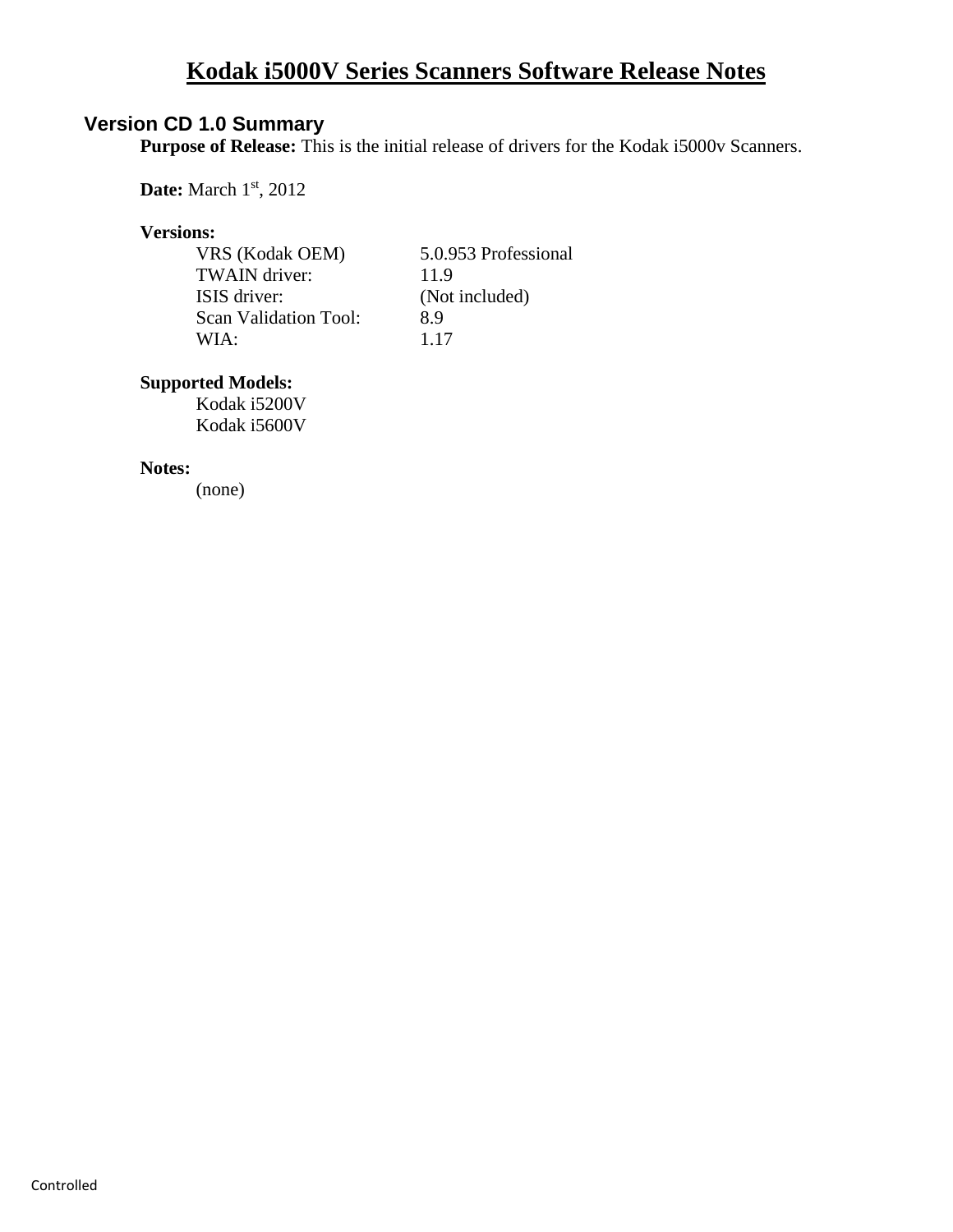# Kodak i5000V Series Scanners Software Release Notes

## Version CD 1.0 Summary

**Purpose of Release:** This is the initial release of drivers for the Kodak i5000v Scanners.

**Date:** March 1st, 2012

**Versions:**

| | |
|---|---|
| VRS (Kodak OEM) | 5.0.953 Professional |
| TWAIN driver: | 11.9 |
| ISIS driver: | (Not included) |
| Scan Validation Tool: | 8.9 |
| WIA: | 1.17 |

**Supported Models:**

Kodak i5200V
Kodak i5600V

**Notes:**

(none)